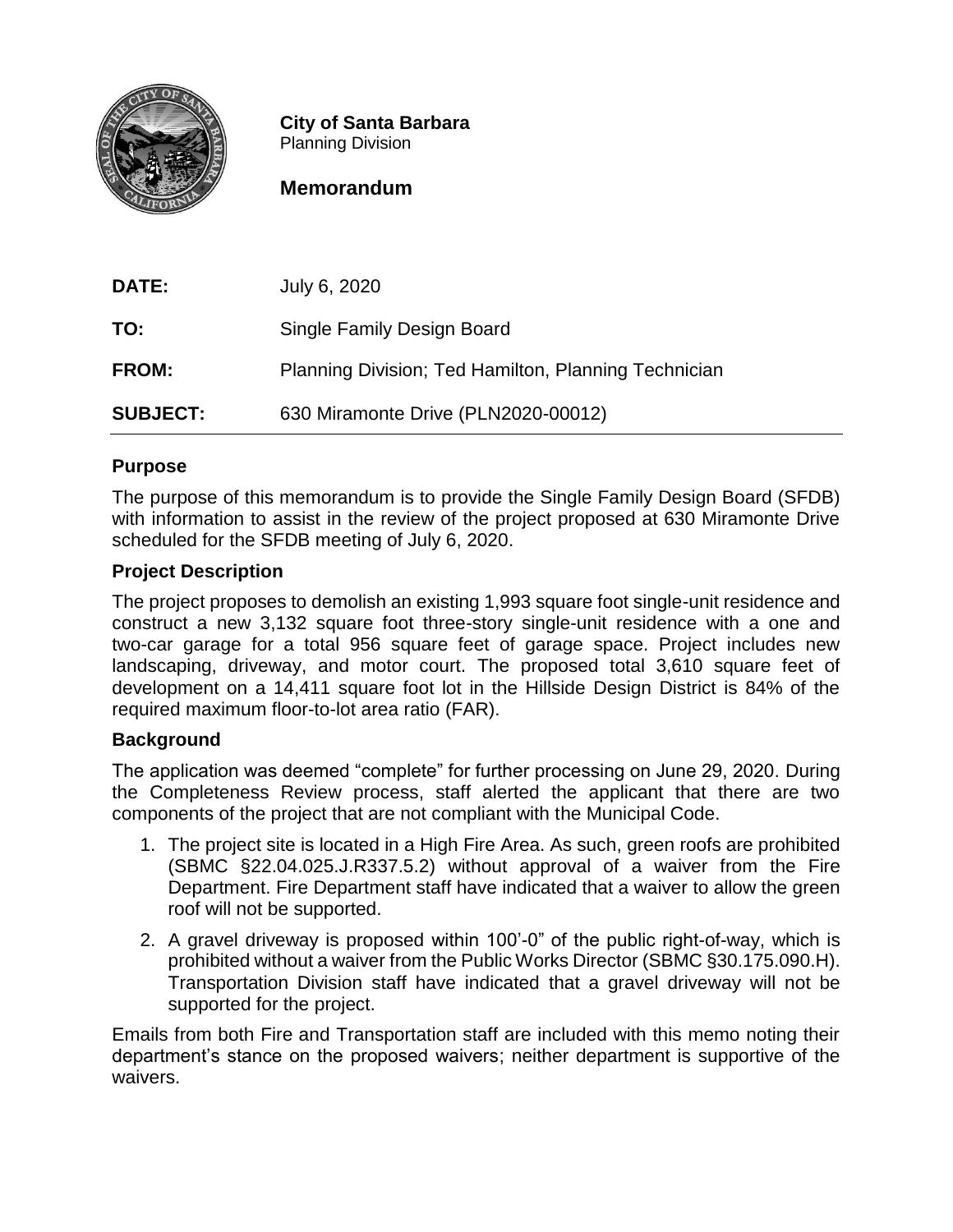**City of Santa Barbara**
Planning Division

**Memorandum**

| | |
|---|---|
| **DATE:** | July 6, 2020 |
| **TO:** | Single Family Design Board |
| **FROM:** | Planning Division; Ted Hamilton, Planning Technician |
| **SUBJECT:** | 630 Miramonte Drive (PLN2020-00012) |

## Purpose

The purpose of this memorandum is to provide the Single Family Design Board (SFDB) with information to assist in the review of the project proposed at 630 Miramonte Drive scheduled for the SFDB meeting of July 6, 2020.

## Project Description

The project proposes to demolish an existing 1,993 square foot single-unit residence and construct a new 3,132 square foot three-story single-unit residence with a one and two-car garage for a total 956 square feet of garage space. Project includes new landscaping, driveway, and motor court. The proposed total 3,610 square feet of development on a 14,411 square foot lot in the Hillside Design District is 84% of the required maximum floor-to-lot area ratio (FAR).

## Background

The application was deemed "complete" for further processing on June 29, 2020. During the Completeness Review process, staff alerted the applicant that there are two components of the project that are not compliant with the Municipal Code.

1. The project site is located in a High Fire Area. As such, green roofs are prohibited (SBMC §22.04.025.J.R337.5.2) without approval of a waiver from the Fire Department. Fire Department staff have indicated that a waiver to allow the green roof will not be supported.
2. A gravel driveway is proposed within 100'-0" of the public right-of-way, which is prohibited without a waiver from the Public Works Director (SBMC §30.175.090.H). Transportation Division staff have indicated that a gravel driveway will not be supported for the project.

Emails from both Fire and Transportation staff are included with this memo noting their department's stance on the proposed waivers; neither department is supportive of the waivers.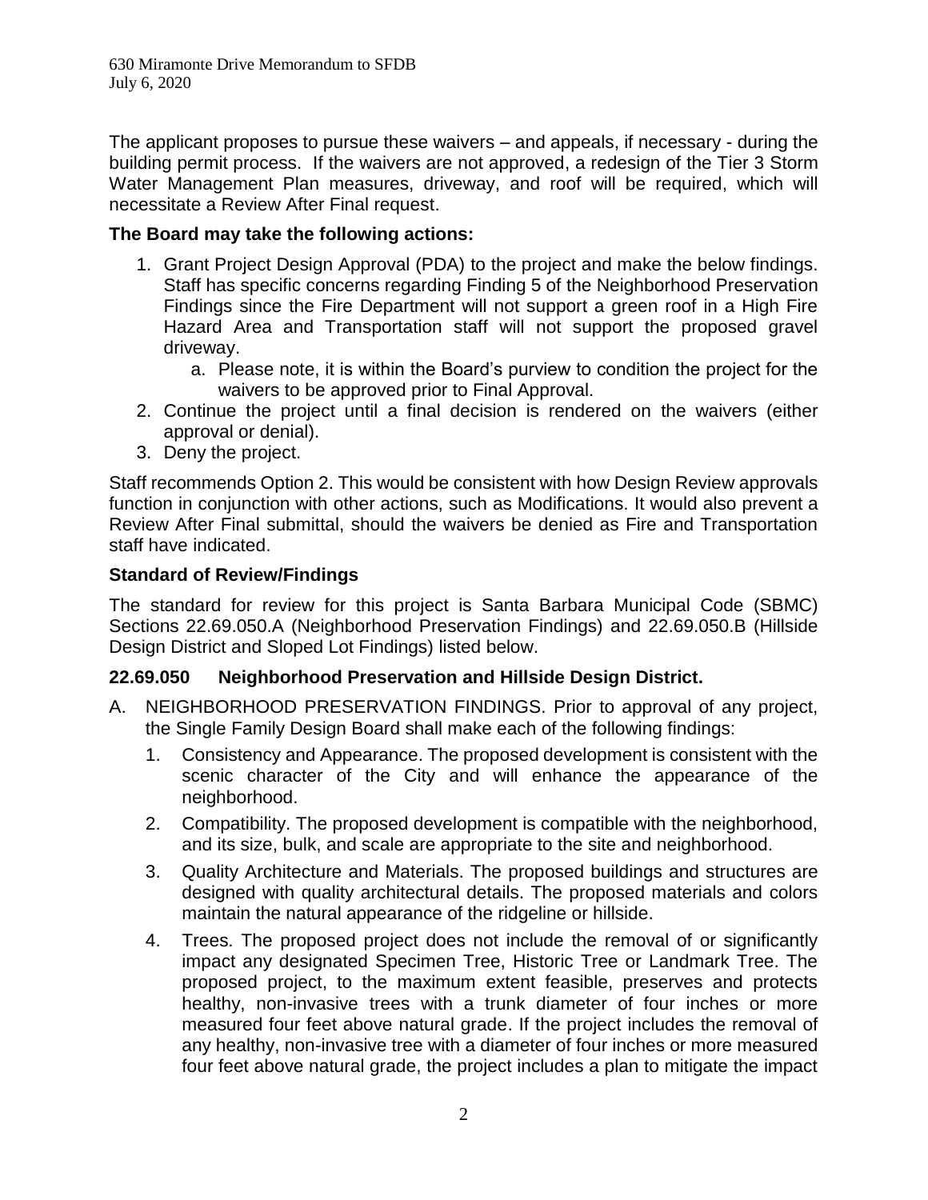The applicant proposes to pursue these waivers – and appeals, if necessary - during the building permit process. If the waivers are not approved, a redesign of the Tier 3 Storm Water Management Plan measures, driveway, and roof will be required, which will necessitate a Review After Final request.

**The Board may take the following actions:**

1. Grant Project Design Approval (PDA) to the project and make the below findings. Staff has specific concerns regarding Finding 5 of the Neighborhood Preservation Findings since the Fire Department will not support a green roof in a High Fire Hazard Area and Transportation staff will not support the proposed gravel driveway.
   a. Please note, it is within the Board's purview to condition the project for the waivers to be approved prior to Final Approval.
2. Continue the project until a final decision is rendered on the waivers (either approval or denial).
3. Deny the project.

Staff recommends Option 2. This would be consistent with how Design Review approvals function in conjunction with other actions, such as Modifications. It would also prevent a Review After Final submittal, should the waivers be denied as Fire and Transportation staff have indicated.

**Standard of Review/Findings**

The standard for review for this project is Santa Barbara Municipal Code (SBMC) Sections 22.69.050.A (Neighborhood Preservation Findings) and 22.69.050.B (Hillside Design District and Sloped Lot Findings) listed below.

**22.69.050 Neighborhood Preservation and Hillside Design District.**

A. NEIGHBORHOOD PRESERVATION FINDINGS. Prior to approval of any project, the Single Family Design Board shall make each of the following findings:

1. Consistency and Appearance. The proposed development is consistent with the scenic character of the City and will enhance the appearance of the neighborhood.
2. Compatibility. The proposed development is compatible with the neighborhood, and its size, bulk, and scale are appropriate to the site and neighborhood.
3. Quality Architecture and Materials. The proposed buildings and structures are designed with quality architectural details. The proposed materials and colors maintain the natural appearance of the ridgeline or hillside.
4. Trees. The proposed project does not include the removal of or significantly impact any designated Specimen Tree, Historic Tree or Landmark Tree. The proposed project, to the maximum extent feasible, preserves and protects healthy, non-invasive trees with a trunk diameter of four inches or more measured four feet above natural grade. If the project includes the removal of any healthy, non-invasive tree with a diameter of four inches or more measured four feet above natural grade, the project includes a plan to mitigate the impact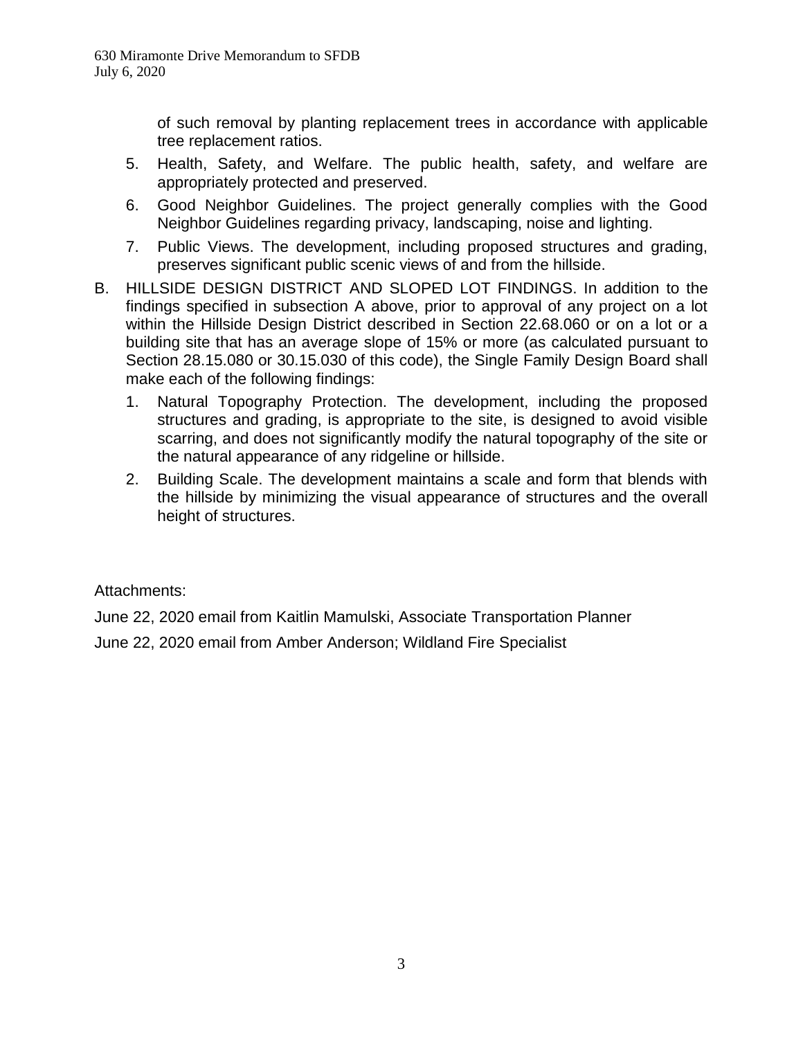of such removal by planting replacement trees in accordance with applicable tree replacement ratios.

5. Health, Safety, and Welfare. The public health, safety, and welfare are appropriately protected and preserved.
6. Good Neighbor Guidelines. The project generally complies with the Good Neighbor Guidelines regarding privacy, landscaping, noise and lighting.
7. Public Views. The development, including proposed structures and grading, preserves significant public scenic views of and from the hillside.

B. HILLSIDE DESIGN DISTRICT AND SLOPED LOT FINDINGS. In addition to the findings specified in subsection A above, prior to approval of any project on a lot within the Hillside Design District described in Section 22.68.060 or on a lot or a building site that has an average slope of 15% or more (as calculated pursuant to Section 28.15.080 or 30.15.030 of this code), the Single Family Design Board shall make each of the following findings:

1. Natural Topography Protection. The development, including the proposed structures and grading, is appropriate to the site, is designed to avoid visible scarring, and does not significantly modify the natural topography of the site or the natural appearance of any ridgeline or hillside.
2. Building Scale. The development maintains a scale and form that blends with the hillside by minimizing the visual appearance of structures and the overall height of structures.

Attachments:

June 22, 2020 email from Kaitlin Mamulski, Associate Transportation Planner

June 22, 2020 email from Amber Anderson; Wildland Fire Specialist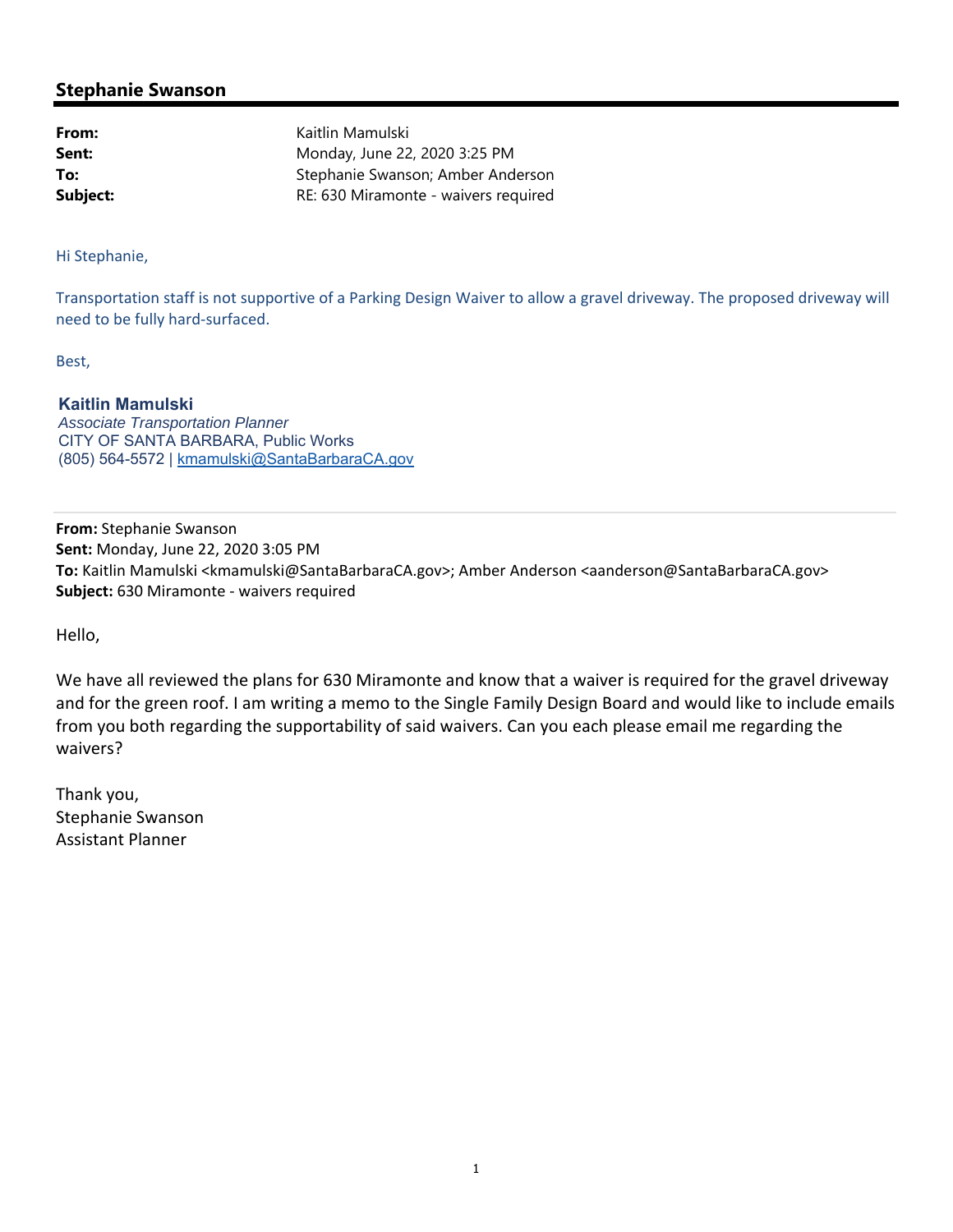## Stephanie Swanson

**From:** Kaitlin Mamulski
**Sent:** Monday, June 22, 2020 3:25 PM
**To:** Stephanie Swanson; Amber Anderson
**Subject:** RE: 630 Miramonte - waivers required

Hi Stephanie,

Transportation staff is not supportive of a Parking Design Waiver to allow a gravel driveway. The proposed driveway will need to be fully hard-surfaced.

Best,

**Kaitlin Mamulski**
*Associate Transportation Planner*
CITY OF SANTA BARBARA, Public Works
(805) 564-5572 | kmamulski@SantaBarbaraCA.gov

---

**From:** Stephanie Swanson
**Sent:** Monday, June 22, 2020 3:05 PM
**To:** Kaitlin Mamulski <kmamulski@SantaBarbaraCA.gov>; Amber Anderson <aanderson@SantaBarbaraCA.gov>
**Subject:** 630 Miramonte - waivers required

Hello,

We have all reviewed the plans for 630 Miramonte and know that a waiver is required for the gravel driveway and for the green roof. I am writing a memo to the Single Family Design Board and would like to include emails from you both regarding the supportability of said waivers. Can you each please email me regarding the waivers?

Thank you,
Stephanie Swanson
Assistant Planner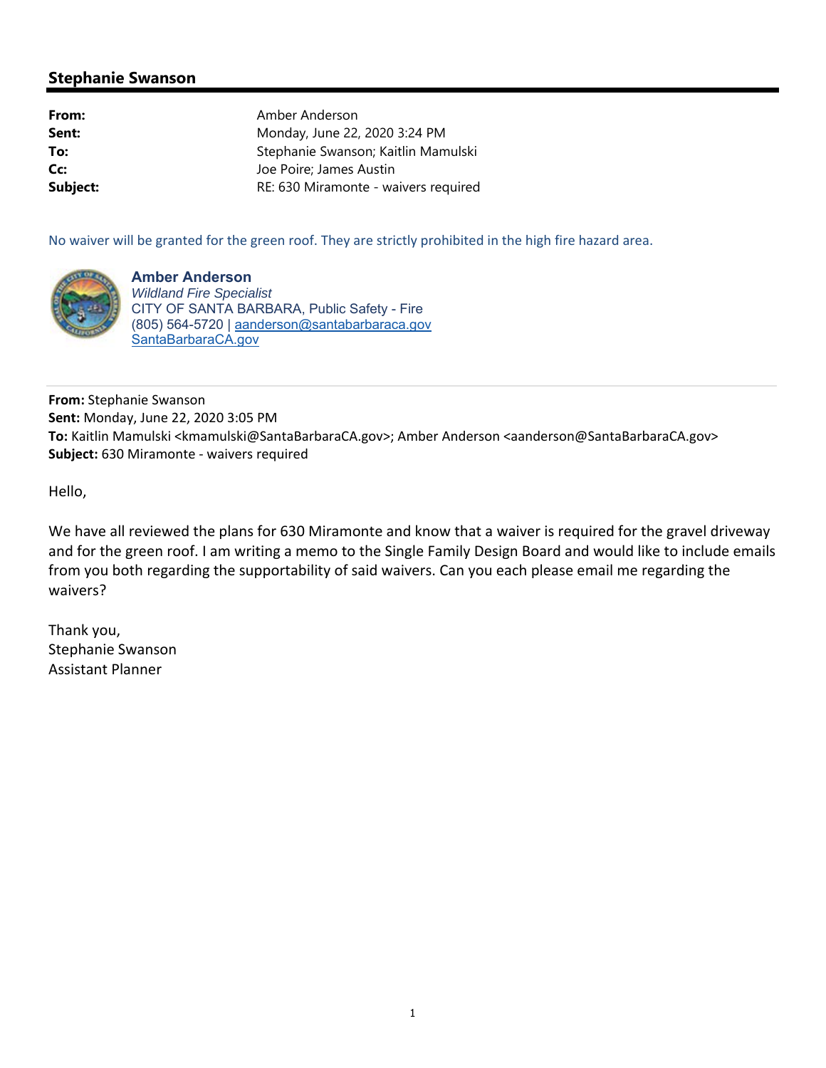## Stephanie Swanson

**From:** Amber Anderson
**Sent:** Monday, June 22, 2020 3:24 PM
**To:** Stephanie Swanson; Kaitlin Mamulski
**Cc:** Joe Poire; James Austin
**Subject:** RE: 630 Miramonte - waivers required

No waiver will be granted for the green roof. They are strictly prohibited in the high fire hazard area.

**Amber Anderson**
*Wildland Fire Specialist*
CITY OF SANTA BARBARA, Public Safety - Fire
(805) 564-5720 | aanderson@santabarbaraca.gov
SantaBarbaraCA.gov

---

**From:** Stephanie Swanson
**Sent:** Monday, June 22, 2020 3:05 PM
**To:** Kaitlin Mamulski <kmamulski@SantaBarbaraCA.gov>; Amber Anderson <aanderson@SantaBarbaraCA.gov>
**Subject:** 630 Miramonte - waivers required

Hello,

We have all reviewed the plans for 630 Miramonte and know that a waiver is required for the gravel driveway and for the green roof. I am writing a memo to the Single Family Design Board and would like to include emails from you both regarding the supportability of said waivers. Can you each please email me regarding the waivers?

Thank you,
Stephanie Swanson
Assistant Planner